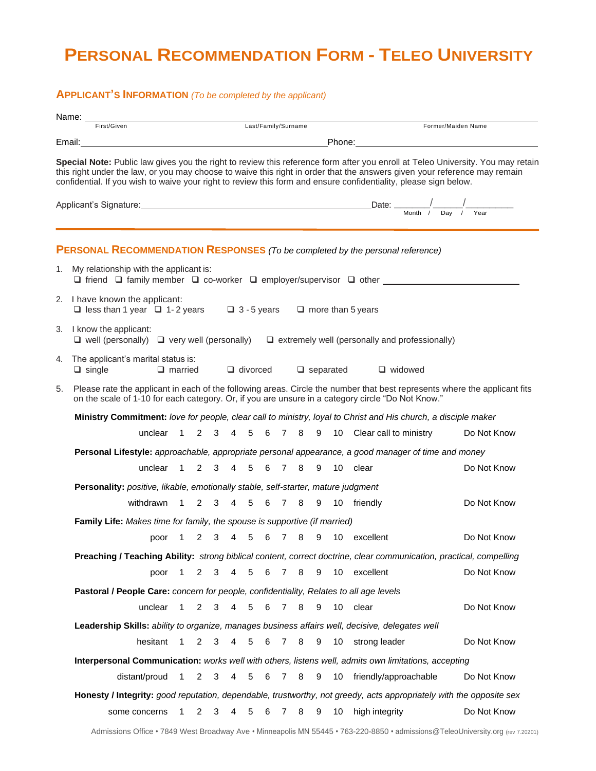# PERSONAL RECOMMENDATION FORM - TELEO UNIVERSITY

## APPLICANT'S INFORMATION *(To be completed by the applicant)*

Name: ______________________________________________________________
First/Given Last/Family/Surname Former/Maiden Name

Email: ______________________________ Phone: ______________________________

**Special Note:** Public law gives you the right to review this reference form after you enroll at Teleo University. You may retain this right under the law, or you may choose to waive this right in order that the answers given your reference may remain confidential. If you wish to waive your right to review this form and ensure confidentiality, please sign below.

Applicant's Signature: ______________________________ Date: _______/______/_________
Month / Day / Year

---

## PERSONAL RECOMMENDATION RESPONSES *(To be completed by the personal reference)*

1. My relationship with the applicant is:
   ❑ friend ❑ family member ❑ co-worker ❑ employer/supervisor ❑ other ______________________

2. I have known the applicant:
   ❑ less than 1 year ❑ 1- 2 years ❑ 3 - 5 years ❑ more than 5 years

3. I know the applicant:
   ❑ well (personally) ❑ very well (personally) ❑ extremely well (personally and professionally)

4. The applicant's marital status is:
   ❑ single ❑ married ❑ divorced ❑ separated ❑ widowed

5. Please rate the applicant in each of the following areas. Circle the number that best represents where the applicant fits on the scale of 1-10 for each category. Or, if you are unsure in a category circle "Do Not Know."

**Ministry Commitment:** *love for people, clear call to ministry, loyal to Christ and His church, a disciple maker*

unclear 1 2 3 4 5 6 7 8 9 10 Clear call to ministry Do Not Know

**Personal Lifestyle:** *approachable, appropriate personal appearance, a good manager of time and money*

unclear 1 2 3 4 5 6 7 8 9 10 clear Do Not Know

**Personality:** *positive, likable, emotionally stable, self-starter, mature judgment*

withdrawn 1 2 3 4 5 6 7 8 9 10 friendly Do Not Know

**Family Life:** *Makes time for family, the spouse is supportive (if married)*

poor 1 2 3 4 5 6 7 8 9 10 excellent Do Not Know

**Preaching / Teaching Ability:** *strong biblical content, correct doctrine, clear communication, practical, compelling*

poor 1 2 3 4 5 6 7 8 9 10 excellent Do Not Know

**Pastoral / People Care:** *concern for people, confidentiality, Relates to all age levels*

unclear 1 2 3 4 5 6 7 8 9 10 clear Do Not Know

**Leadership Skills:** *ability to organize, manages business affairs well, decisive, delegates well*

hesitant 1 2 3 4 5 6 7 8 9 10 strong leader Do Not Know

**Interpersonal Communication:** *works well with others, listens well, admits own limitations, accepting*

distant/proud 1 2 3 4 5 6 7 8 9 10 friendly/approachable Do Not Know

**Honesty / Integrity:** *good reputation, dependable, trustworthy, not greedy, acts appropriately with the opposite sex*

some concerns 1 2 3 4 5 6 7 8 9 10 high integrity Do Not Know

Admissions Office • 7849 West Broadway Ave • Minneapolis MN 55445 • 763-220-8850 • admissions@TeleoUniversity.org (rev 7.20201)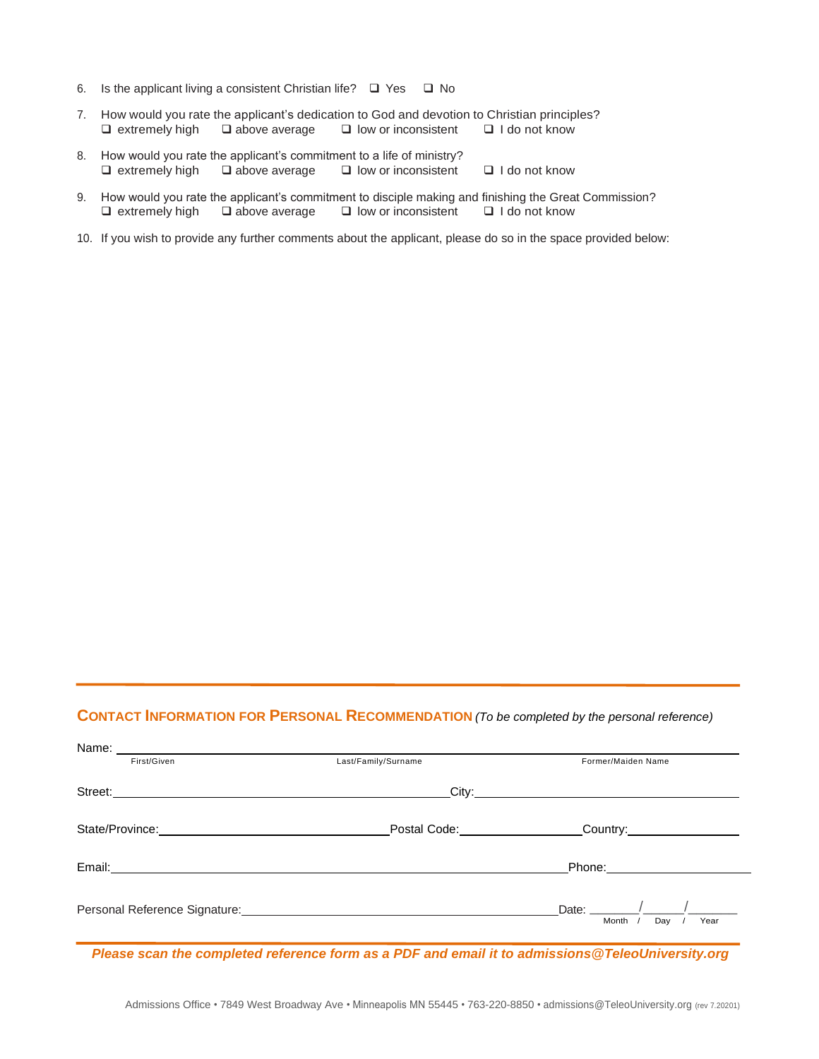6. Is the applicant living a consistent Christian life? ❑ Yes ❑ No

7. How would you rate the applicant's dedication to God and devotion to Christian principles?
   ❑ extremely high ❑ above average ❑ low or inconsistent ❑ I do not know

8. How would you rate the applicant's commitment to a life of ministry?
   ❑ extremely high ❑ above average ❑ low or inconsistent ❑ I do not know

9. How would you rate the applicant's commitment to disciple making and finishing the Great Commission?
   ❑ extremely high ❑ above average ❑ low or inconsistent ❑ I do not know

10. If you wish to provide any further comments about the applicant, please do so in the space provided below:

## CONTACT INFORMATION FOR PERSONAL RECOMMENDATION *(To be completed by the personal reference)*

Name: ______________________________________________________________
First/Given Last/Family/Surname Former/Maiden Name

Street: ______________________________ City: ______________________________

State/Province: ____________________ Postal Code: ______________ Country: ______________

Email: ____________________________________________ Phone: ____________________

Personal Reference Signature: ____________________________________ Date: ______/______/______
Month / Day / Year

***Please scan the completed reference form as a PDF and email it to admissions@TeleoUniversity.org***

Admissions Office • 7849 West Broadway Ave • Minneapolis MN 55445 • 763-220-8850 • admissions@TeleoUniversity.org (rev 7.20201)